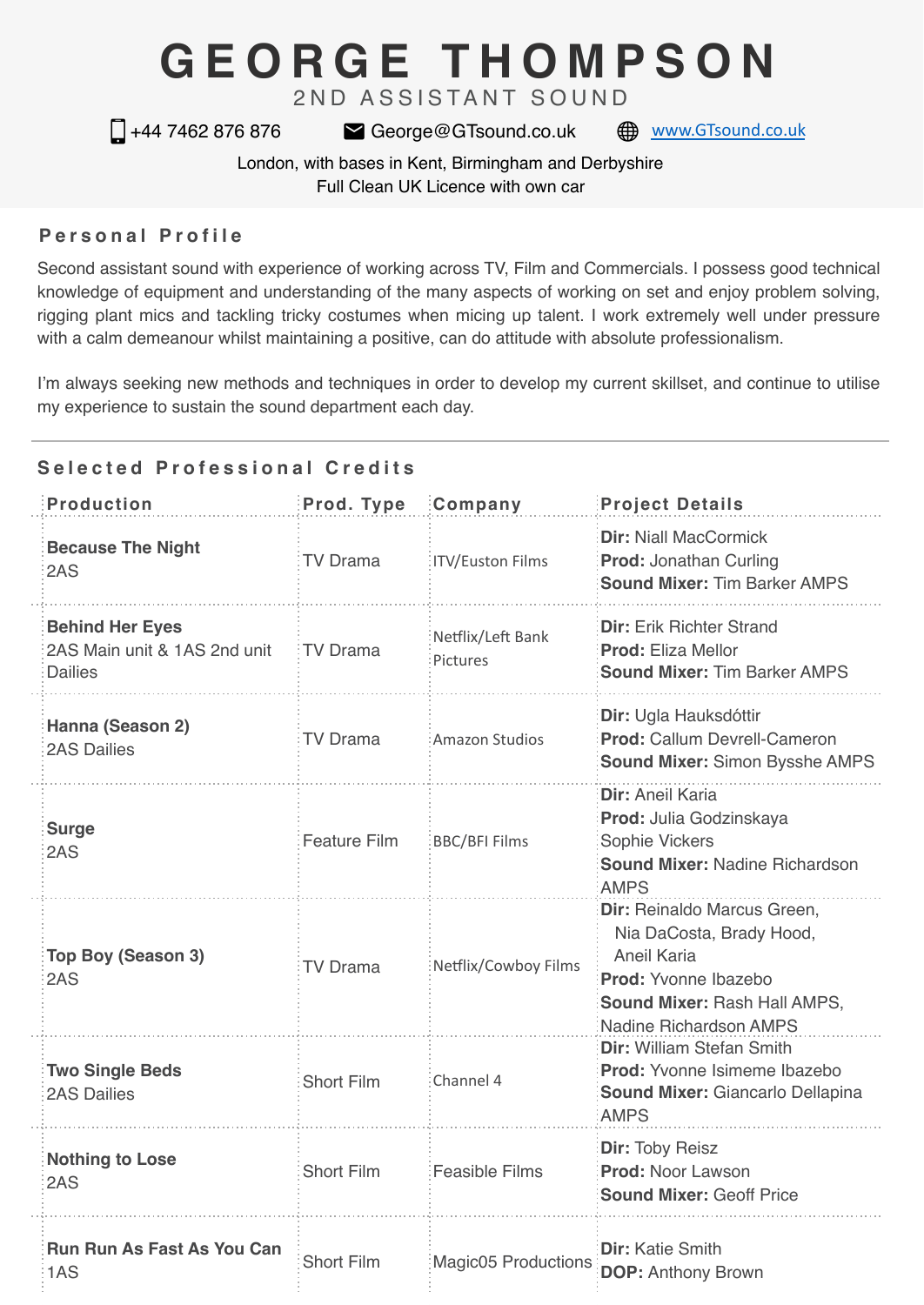# GEORGE THOMPSON

2ND ASSISTANT SOUND

+44 7462 876 876 | George@GTsound.co.uk | www.GTsound.co.uk

London, with bases in Kent, Birmingham and Derbyshire

Full Clean UK Licence with own car

## Personal Profile

Second assistant sound with experience of working across TV, Film and Commercials. I possess good technical knowledge of equipment and understanding of the many aspects of working on set and enjoy problem solving, rigging plant mics and tackling tricky costumes when micing up talent. I work extremely well under pressure with a calm demeanour whilst maintaining a positive, can do attitude with absolute professionalism.

I'm always seeking new methods and techniques in order to develop my current skillset, and continue to utilise my experience to sustain the sound department each day.

## Selected Professional Credits

| Production | Prod. Type | Company | Project Details |
|---|---|---|---|
| **Because The Night**<br>2AS | TV Drama | ITV/Euston Films | **Dir:** Niall MacCormick<br>**Prod:** Jonathan Curling<br>**Sound Mixer:** Tim Barker AMPS |
| **Behind Her Eyes**<br>2AS Main unit & 1AS 2nd unit Dailies | TV Drama | Netflix/Left Bank Pictures | **Dir:** Erik Richter Strand<br>**Prod:** Eliza Mellor<br>**Sound Mixer:** Tim Barker AMPS |
| **Hanna (Season 2)**<br>2AS Dailies | TV Drama | Amazon Studios | **Dir:** Ugla Hauksdóttir<br>**Prod:** Callum Devrell-Cameron<br>**Sound Mixer:** Simon Bysshe AMPS |
| **Surge**<br>2AS | Feature Film | BBC/BFI Films | **Dir:** Aneil Karia<br>**Prod:** Julia Godzinskaya<br>Sophie Vickers<br>**Sound Mixer:** Nadine Richardson AMPS |
| **Top Boy (Season 3)**<br>2AS | TV Drama | Netflix/Cowboy Films | **Dir:** Reinaldo Marcus Green, Nia DaCosta, Brady Hood, Aneil Karia<br>**Prod:** Yvonne Ibazebo<br>**Sound Mixer:** Rash Hall AMPS, Nadine Richardson AMPS |
| **Two Single Beds**<br>2AS Dailies | Short Film | Channel 4 | **Dir:** William Stefan Smith<br>**Prod:** Yvonne Isimeme Ibazebo<br>**Sound Mixer:** Giancarlo Dellapina AMPS |
| **Nothing to Lose**<br>2AS | Short Film | Feasible Films | **Dir:** Toby Reisz<br>**Prod:** Noor Lawson<br>**Sound Mixer:** Geoff Price |
| **Run Run As Fast As You Can**<br>1AS | Short Film | Magic05 Productions | **Dir:** Katie Smith<br>**DOP:** Anthony Brown |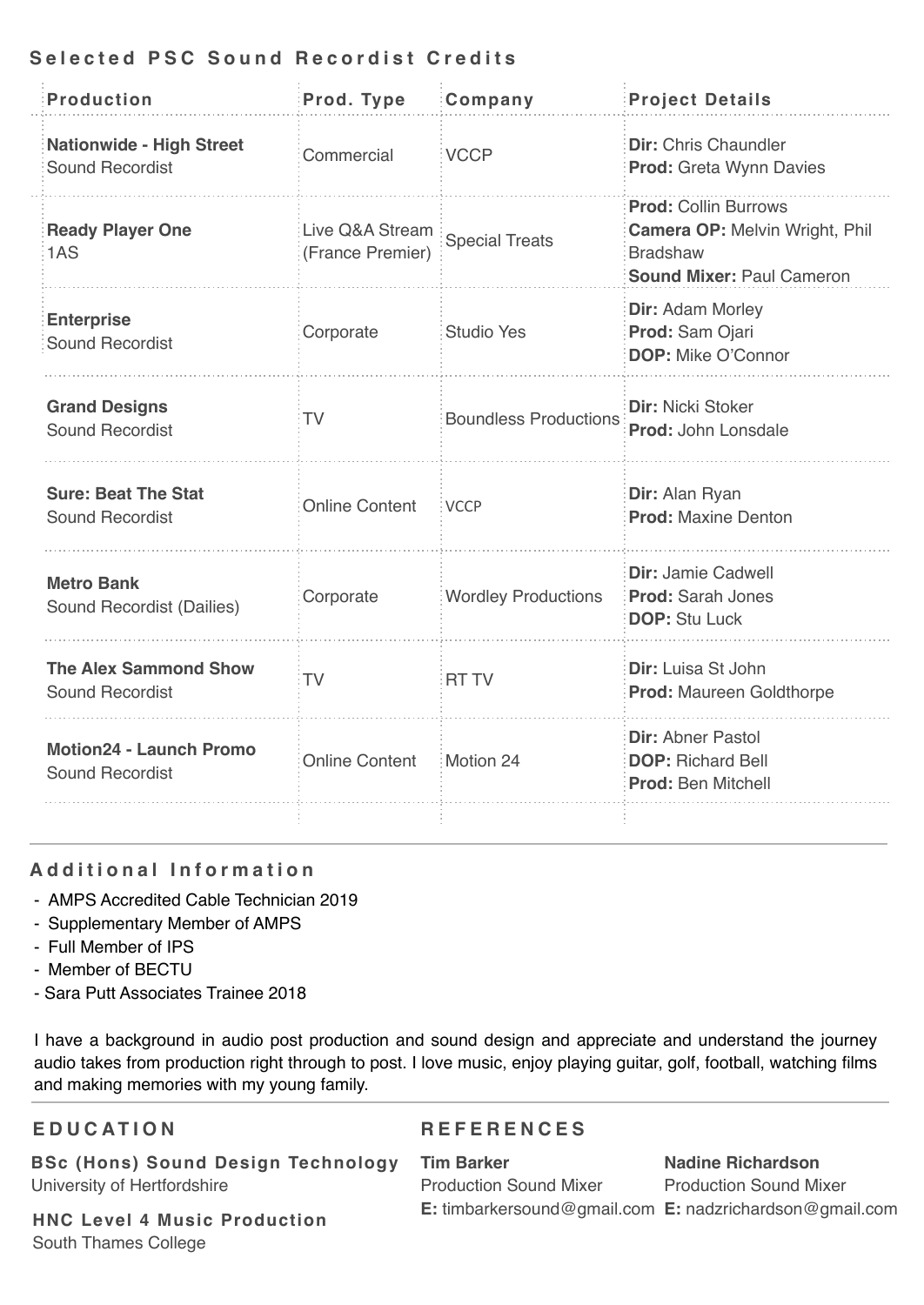## Selected PSC Sound Recordist Credits

| Production | Prod. Type | Company | Project Details |
|---|---|---|---|
| **Nationwide - High Street** Sound Recordist | Commercial | VCCP | **Dir:** Chris Chaundler **Prod:** Greta Wynn Davies |
| **Ready Player One** 1AS | Live Q&A Stream (France Premier) | Special Treats | **Prod:** Collin Burrows **Camera OP:** Melvin Wright, Phil Bradshaw **Sound Mixer:** Paul Cameron |
| **Enterprise** Sound Recordist | Corporate | Studio Yes | **Dir:** Adam Morley **Prod:** Sam Ojari **DOP:** Mike O'Connor |
| **Grand Designs** Sound Recordist | TV | Boundless Productions | **Dir:** Nicki Stoker **Prod:** John Lonsdale |
| **Sure: Beat The Stat** Sound Recordist | Online Content | VCCP | **Dir:** Alan Ryan **Prod:** Maxine Denton |
| **Metro Bank** Sound Recordist (Dailies) | Corporate | Wordley Productions | **Dir:** Jamie Cadwell **Prod:** Sarah Jones **DOP:** Stu Luck |
| **The Alex Sammond Show** Sound Recordist | TV | RT TV | **Dir:** Luisa St John **Prod:** Maureen Goldthorpe |
| **Motion24 - Launch Promo** Sound Recordist | Online Content | Motion 24 | **Dir:** Abner Pastol **DOP:** Richard Bell **Prod:** Ben Mitchell |

## Additional Information

- AMPS Accredited Cable Technician 2019
- Supplementary Member of AMPS
- Full Member of IPS
- Member of BECTU
- Sara Putt Associates Trainee 2018

I have a background in audio post production and sound design and appreciate and understand the journey audio takes from production right through to post. I love music, enjoy playing guitar, golf, football, watching films and making memories with my young family.

## EDUCATION

**BSc (Hons) Sound Design Technology**
University of Hertfordshire

**HNC Level 4 Music Production**
South Thames College

## REFERENCES

**Tim Barker**
Production Sound Mixer
**E:** timbarkersound@gmail.com

**Nadine Richardson**
Production Sound Mixer
**E:** nadzrichardson@gmail.com